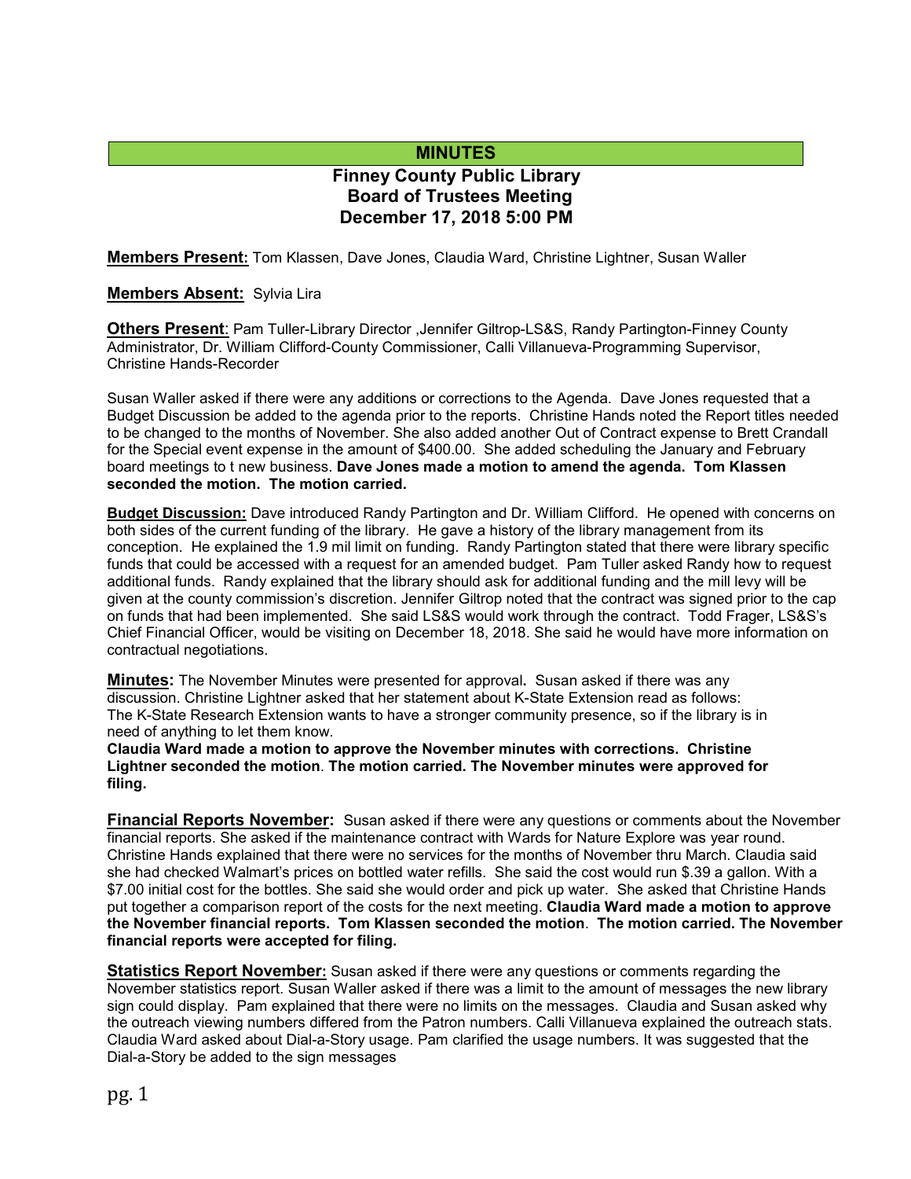# MINUTES

## Finney County Public Library Board of Trustees Meeting December 17, 2018 5:00 PM

**Members Present:** Tom Klassen, Dave Jones, Claudia Ward, Christine Lightner, Susan Waller

**Members Absent:** Sylvia Lira

**Others Present**: Pam Tuller-Library Director ,Jennifer Giltrop-LS&S, Randy Partington-Finney County Administrator, Dr. William Clifford-County Commissioner, Calli Villanueva-Programming Supervisor, Christine Hands-Recorder

Susan Waller asked if there were any additions or corrections to the Agenda. Dave Jones requested that a Budget Discussion be added to the agenda prior to the reports. Christine Hands noted the Report titles needed to be changed to the months of November. She also added another Out of Contract expense to Brett Crandall for the Special event expense in the amount of $400.00. She added scheduling the January and February board meetings to t new business. **Dave Jones made a motion to amend the agenda. Tom Klassen seconded the motion. The motion carried.**

**Budget Discussion:** Dave introduced Randy Partington and Dr. William Clifford. He opened with concerns on both sides of the current funding of the library. He gave a history of the library management from its conception. He explained the 1.9 mil limit on funding. Randy Partington stated that there were library specific funds that could be accessed with a request for an amended budget. Pam Tuller asked Randy how to request additional funds. Randy explained that the library should ask for additional funding and the mill levy will be given at the county commission's discretion. Jennifer Giltrop noted that the contract was signed prior to the cap on funds that had been implemented. She said LS&S would work through the contract. Todd Frager, LS&S's Chief Financial Officer, would be visiting on December 18, 2018. She said he would have more information on contractual negotiations.

**Minutes:** The November Minutes were presented for approval**.** Susan asked if there was any discussion. Christine Lightner asked that her statement about K-State Extension read as follows: The K-State Research Extension wants to have a stronger community presence, so if the library is in need of anything to let them know.

**Claudia Ward made a motion to approve the November minutes with corrections. Christine Lightner seconded the motion**. **The motion carried. The November minutes were approved for filing.**

**Financial Reports November:** Susan asked if there were any questions or comments about the November financial reports. She asked if the maintenance contract with Wards for Nature Explore was year round. Christine Hands explained that there were no services for the months of November thru March. Claudia said she had checked Walmart's prices on bottled water refills. She said the cost would run $.39 a gallon. With a $7.00 initial cost for the bottles. She said she would order and pick up water. She asked that Christine Hands put together a comparison report of the costs for the next meeting. **Claudia Ward made a motion to approve the November financial reports. Tom Klassen seconded the motion**. **The motion carried. The November financial reports were accepted for filing.**

**Statistics Report November:** Susan asked if there were any questions or comments regarding the November statistics report. Susan Waller asked if there was a limit to the amount of messages the new library sign could display. Pam explained that there were no limits on the messages. Claudia and Susan asked why the outreach viewing numbers differed from the Patron numbers. Calli Villanueva explained the outreach stats. Claudia Ward asked about Dial-a-Story usage. Pam clarified the usage numbers. It was suggested that the Dial-a-Story be added to the sign messages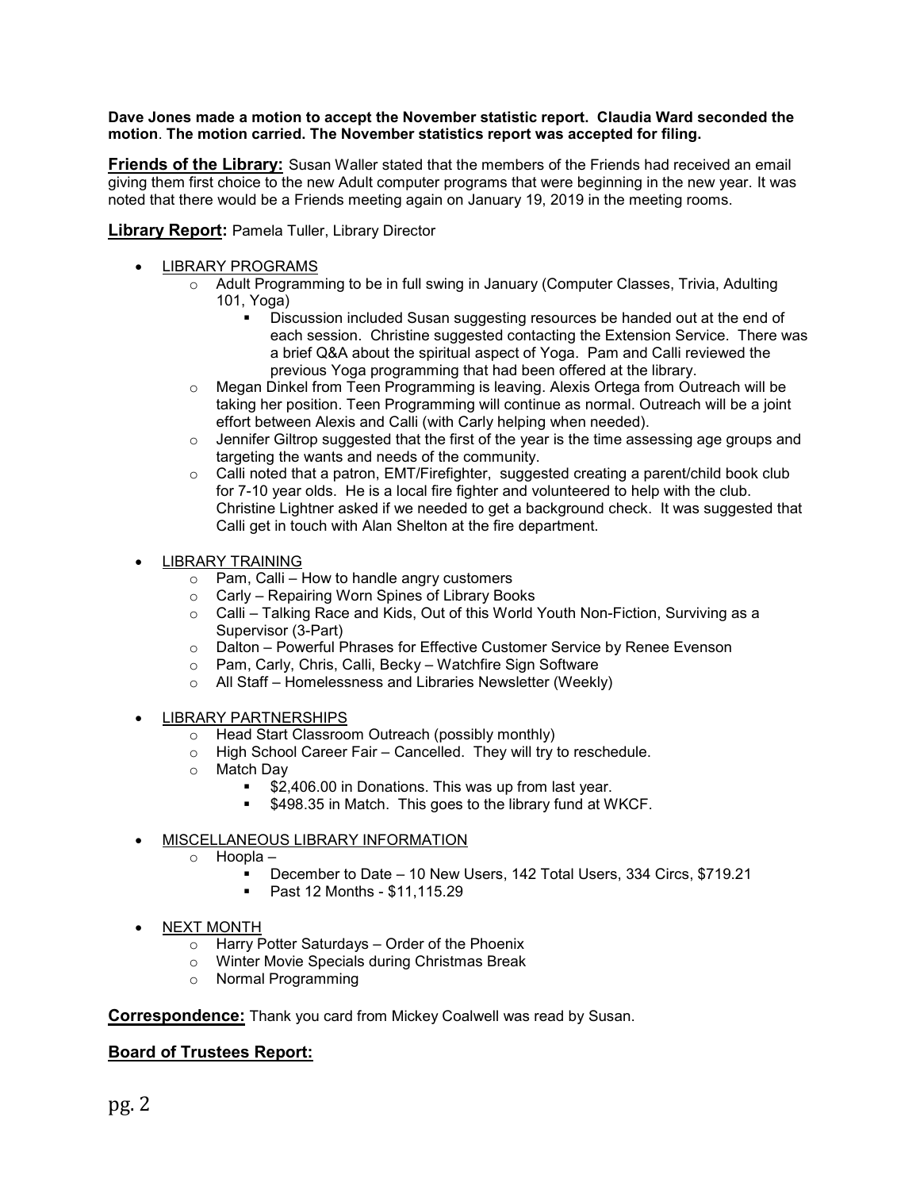**Dave Jones made a motion to accept the November statistic report. Claudia Ward seconded the motion. The motion carried. The November statistics report was accepted for filing.**

**Friends of the Library:** Susan Waller stated that the members of the Friends had received an email giving them first choice to the new Adult computer programs that were beginning in the new year. It was noted that there would be a Friends meeting again on January 19, 2019 in the meeting rooms.

**Library Report:** Pamela Tuller, Library Director

- LIBRARY PROGRAMS
  - Adult Programming to be in full swing in January (Computer Classes, Trivia, Adulting 101, Yoga)
    - Discussion included Susan suggesting resources be handed out at the end of each session. Christine suggested contacting the Extension Service. There was a brief Q&A about the spiritual aspect of Yoga. Pam and Calli reviewed the previous Yoga programming that had been offered at the library.
  - Megan Dinkel from Teen Programming is leaving. Alexis Ortega from Outreach will be taking her position. Teen Programming will continue as normal. Outreach will be a joint effort between Alexis and Calli (with Carly helping when needed).
  - Jennifer Giltrop suggested that the first of the year is the time assessing age groups and targeting the wants and needs of the community.
  - Calli noted that a patron, EMT/Firefighter, suggested creating a parent/child book club for 7-10 year olds. He is a local fire fighter and volunteered to help with the club. Christine Lightner asked if we needed to get a background check. It was suggested that Calli get in touch with Alan Shelton at the fire department.

- LIBRARY TRAINING
  - Pam, Calli – How to handle angry customers
  - Carly – Repairing Worn Spines of Library Books
  - Calli – Talking Race and Kids, Out of this World Youth Non-Fiction, Surviving as a Supervisor (3-Part)
  - Dalton – Powerful Phrases for Effective Customer Service by Renee Evenson
  - Pam, Carly, Chris, Calli, Becky – Watchfire Sign Software
  - All Staff – Homelessness and Libraries Newsletter (Weekly)

- LIBRARY PARTNERSHIPS
  - Head Start Classroom Outreach (possibly monthly)
  - High School Career Fair – Cancelled. They will try to reschedule.
  - Match Day
    - $2,406.00 in Donations. This was up from last year.
    - $498.35 in Match. This goes to the library fund at WKCF.

- MISCELLANEOUS LIBRARY INFORMATION
  - Hoopla –
    - December to Date – 10 New Users, 142 Total Users, 334 Circs, $719.21
    - Past 12 Months - $11,115.29

- NEXT MONTH
  - Harry Potter Saturdays – Order of the Phoenix
  - Winter Movie Specials during Christmas Break
  - Normal Programming

**Correspondence:** Thank you card from Mickey Coalwell was read by Susan.

**Board of Trustees Report:**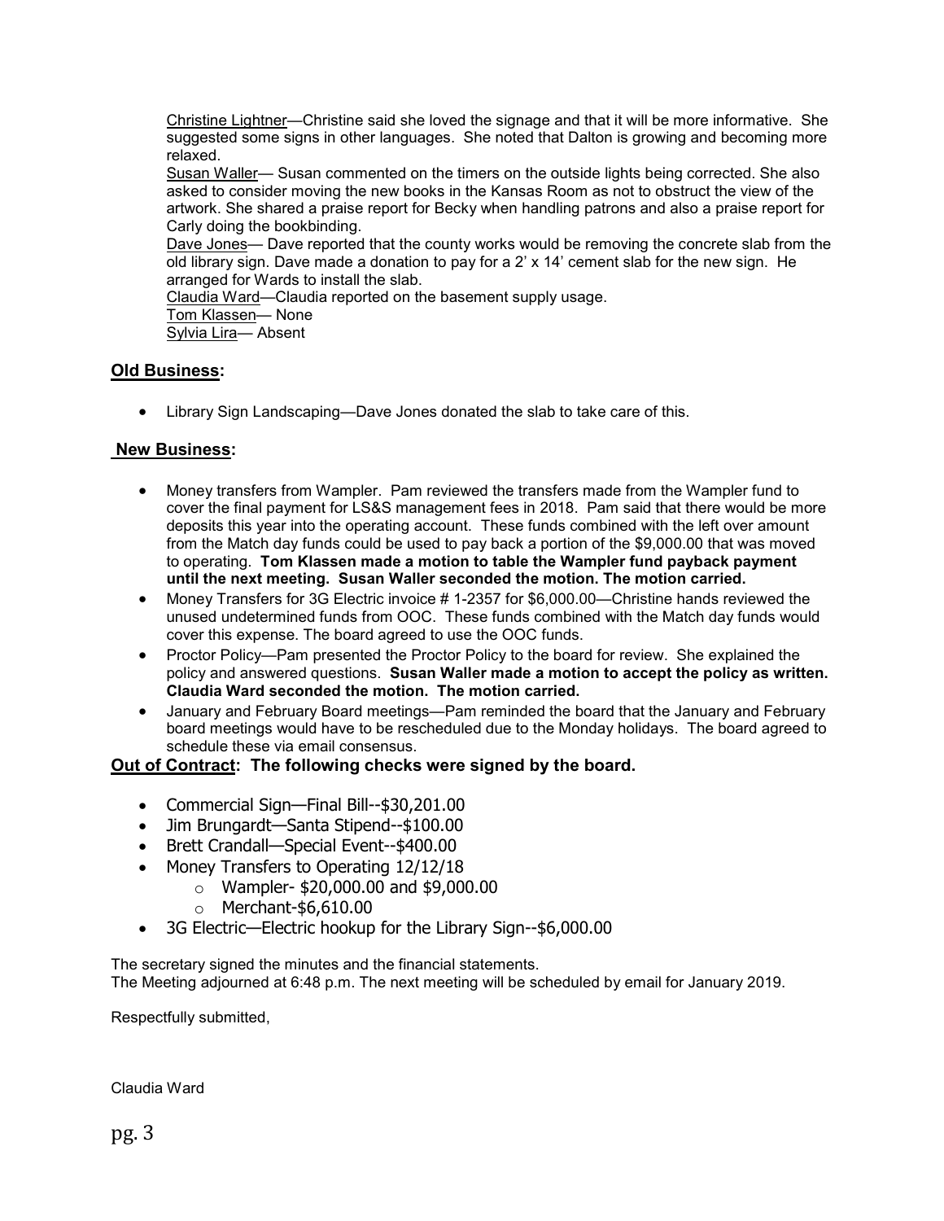Christine Lightner—Christine said she loved the signage and that it will be more informative. She suggested some signs in other languages. She noted that Dalton is growing and becoming more relaxed.

Susan Waller— Susan commented on the timers on the outside lights being corrected. She also asked to consider moving the new books in the Kansas Room as not to obstruct the view of the artwork. She shared a praise report for Becky when handling patrons and also a praise report for Carly doing the bookbinding.

Dave Jones— Dave reported that the county works would be removing the concrete slab from the old library sign. Dave made a donation to pay for a 2' x 14' cement slab for the new sign. He arranged for Wards to install the slab.

Claudia Ward—Claudia reported on the basement supply usage.

Tom Klassen— None

Sylvia Lira— Absent

## Old Business:

- Library Sign Landscaping—Dave Jones donated the slab to take care of this.

## New Business:

- Money transfers from Wampler. Pam reviewed the transfers made from the Wampler fund to cover the final payment for LS&S management fees in 2018. Pam said that there would be more deposits this year into the operating account. These funds combined with the left over amount from the Match day funds could be used to pay back a portion of the $9,000.00 that was moved to operating. **Tom Klassen made a motion to table the Wampler fund payback payment until the next meeting. Susan Waller seconded the motion. The motion carried.**
- Money Transfers for 3G Electric invoice # 1-2357 for $6,000.00—Christine hands reviewed the unused undetermined funds from OOC. These funds combined with the Match day funds would cover this expense. The board agreed to use the OOC funds.
- Proctor Policy—Pam presented the Proctor Policy to the board for review. She explained the policy and answered questions. **Susan Waller made a motion to accept the policy as written. Claudia Ward seconded the motion. The motion carried.**
- January and February Board meetings—Pam reminded the board that the January and February board meetings would have to be rescheduled due to the Monday holidays. The board agreed to schedule these via email consensus.

## Out of Contract: The following checks were signed by the board.

- Commercial Sign—Final Bill--$30,201.00
- Jim Brungardt—Santa Stipend--$100.00
- Brett Crandall—Special Event--$400.00
- Money Transfers to Operating 12/12/18
  - Wampler- $20,000.00 and $9,000.00
  - Merchant-$6,610.00
- 3G Electric—Electric hookup for the Library Sign--$6,000.00

The secretary signed the minutes and the financial statements.
The Meeting adjourned at 6:48 p.m. The next meeting will be scheduled by email for January 2019.

Respectfully submitted,

Claudia Ward